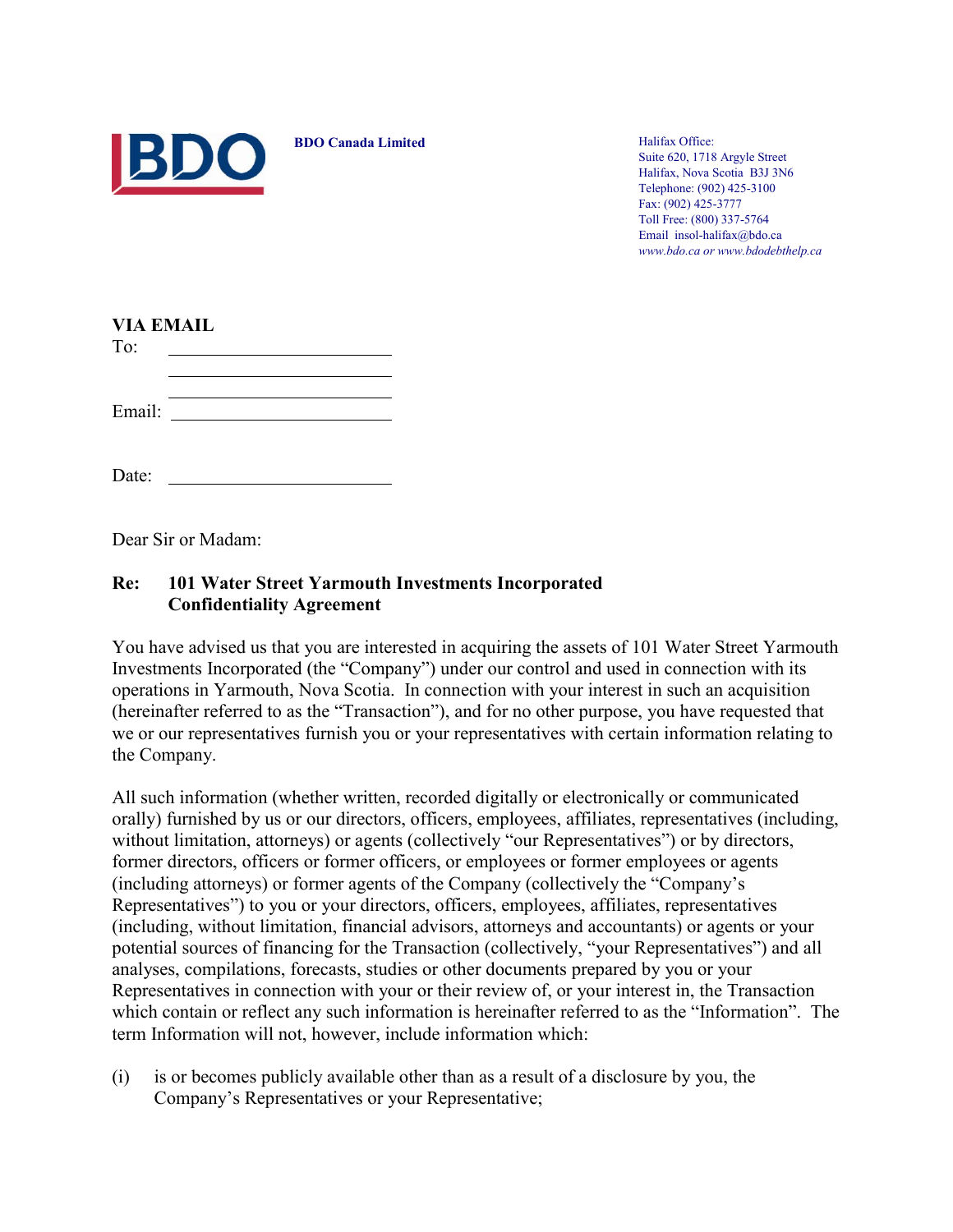**BDO Canada Limited**

Halifax Office:
Suite 620, 1718 Argyle Street
Halifax, Nova Scotia B3J 3N6
Telephone: (902) 425-3100
Fax: (902) 425-3777
Toll Free: (800) 337-5764
Email insol-halifax@bdo.ca
*www.bdo.ca or www.bdodebthelp.ca*

**VIA EMAIL**

To: ________________________

________________________

________________________

Email: ________________________

Date: ________________________

Dear Sir or Madam:

**Re: 101 Water Street Yarmouth Investments Incorporated Confidentiality Agreement**

You have advised us that you are interested in acquiring the assets of 101 Water Street Yarmouth Investments Incorporated (the "Company") under our control and used in connection with its operations in Yarmouth, Nova Scotia. In connection with your interest in such an acquisition (hereinafter referred to as the "Transaction"), and for no other purpose, you have requested that we or our representatives furnish you or your representatives with certain information relating to the Company.

All such information (whether written, recorded digitally or electronically or communicated orally) furnished by us or our directors, officers, employees, affiliates, representatives (including, without limitation, attorneys) or agents (collectively "our Representatives") or by directors, former directors, officers or former officers, or employees or former employees or agents (including attorneys) or former agents of the Company (collectively the "Company's Representatives") to you or your directors, officers, employees, affiliates, representatives (including, without limitation, financial advisors, attorneys and accountants) or agents or your potential sources of financing for the Transaction (collectively, "your Representatives") and all analyses, compilations, forecasts, studies or other documents prepared by you or your Representatives in connection with your or their review of, or your interest in, the Transaction which contain or reflect any such information is hereinafter referred to as the "Information". The term Information will not, however, include information which:

(i) is or becomes publicly available other than as a result of a disclosure by you, the Company's Representatives or your Representative;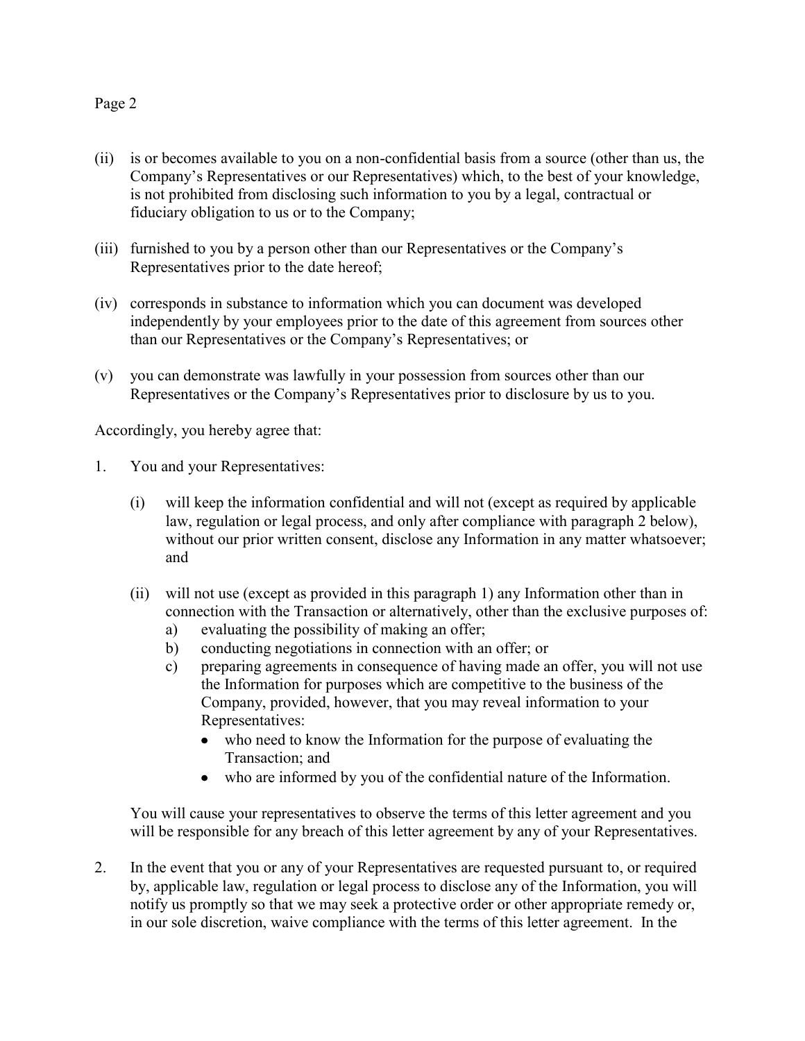(ii) is or becomes available to you on a non-confidential basis from a source (other than us, the Company's Representatives or our Representatives) which, to the best of your knowledge, is not prohibited from disclosing such information to you by a legal, contractual or fiduciary obligation to us or to the Company;

(iii) furnished to you by a person other than our Representatives or the Company's Representatives prior to the date hereof;

(iv) corresponds in substance to information which you can document was developed independently by your employees prior to the date of this agreement from sources other than our Representatives or the Company's Representatives; or

(v) you can demonstrate was lawfully in your possession from sources other than our Representatives or the Company's Representatives prior to disclosure by us to you.

Accordingly, you hereby agree that:

1. You and your Representatives:

   (i) will keep the information confidential and will not (except as required by applicable law, regulation or legal process, and only after compliance with paragraph 2 below), without our prior written consent, disclose any Information in any matter whatsoever; and

   (ii) will not use (except as provided in this paragraph 1) any Information other than in connection with the Transaction or alternatively, other than the exclusive purposes of:
      a) evaluating the possibility of making an offer;
      b) conducting negotiations in connection with an offer; or
      c) preparing agreements in consequence of having made an offer, you will not use the Information for purposes which are competitive to the business of the Company, provided, however, that you may reveal information to your Representatives:
         - who need to know the Information for the purpose of evaluating the Transaction; and
         - who are informed by you of the confidential nature of the Information.

   You will cause your representatives to observe the terms of this letter agreement and you will be responsible for any breach of this letter agreement by any of your Representatives.

2. In the event that you or any of your Representatives are requested pursuant to, or required by, applicable law, regulation or legal process to disclose any of the Information, you will notify us promptly so that we may seek a protective order or other appropriate remedy or, in our sole discretion, waive compliance with the terms of this letter agreement. In the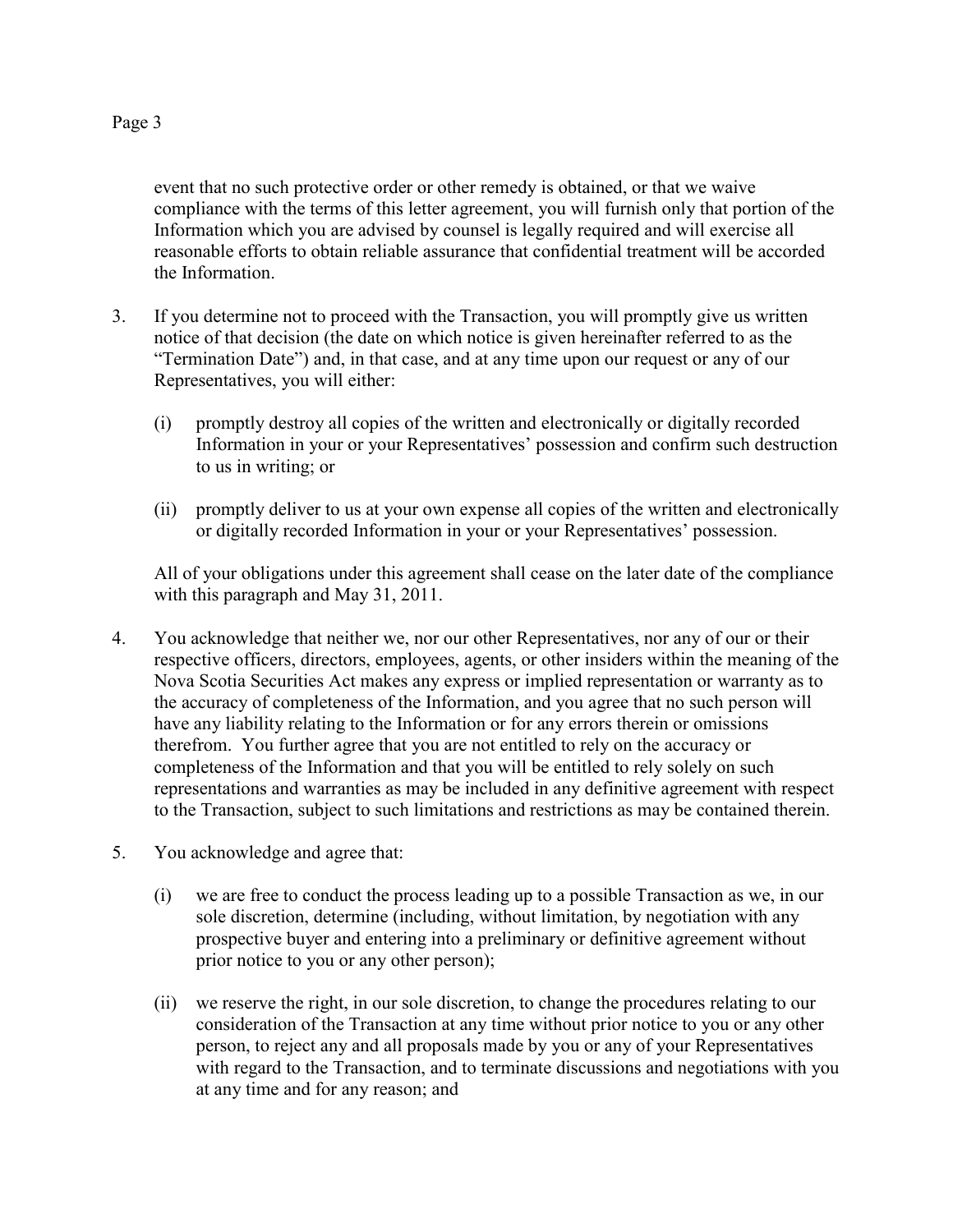event that no such protective order or other remedy is obtained, or that we waive compliance with the terms of this letter agreement, you will furnish only that portion of the Information which you are advised by counsel is legally required and will exercise all reasonable efforts to obtain reliable assurance that confidential treatment will be accorded the Information.

3. If you determine not to proceed with the Transaction, you will promptly give us written notice of that decision (the date on which notice is given hereinafter referred to as the "Termination Date") and, in that case, and at any time upon our request or any of our Representatives, you will either:

   (i) promptly destroy all copies of the written and electronically or digitally recorded Information in your or your Representatives' possession and confirm such destruction to us in writing; or

   (ii) promptly deliver to us at your own expense all copies of the written and electronically or digitally recorded Information in your or your Representatives' possession.

   All of your obligations under this agreement shall cease on the later date of the compliance with this paragraph and May 31, 2011.

4. You acknowledge that neither we, nor our other Representatives, nor any of our or their respective officers, directors, employees, agents, or other insiders within the meaning of the Nova Scotia Securities Act makes any express or implied representation or warranty as to the accuracy of completeness of the Information, and you agree that no such person will have any liability relating to the Information or for any errors therein or omissions therefrom. You further agree that you are not entitled to rely on the accuracy or completeness of the Information and that you will be entitled to rely solely on such representations and warranties as may be included in any definitive agreement with respect to the Transaction, subject to such limitations and restrictions as may be contained therein.

5. You acknowledge and agree that:

   (i) we are free to conduct the process leading up to a possible Transaction as we, in our sole discretion, determine (including, without limitation, by negotiation with any prospective buyer and entering into a preliminary or definitive agreement without prior notice to you or any other person);

   (ii) we reserve the right, in our sole discretion, to change the procedures relating to our consideration of the Transaction at any time without prior notice to you or any other person, to reject any and all proposals made by you or any of your Representatives with regard to the Transaction, and to terminate discussions and negotiations with you at any time and for any reason; and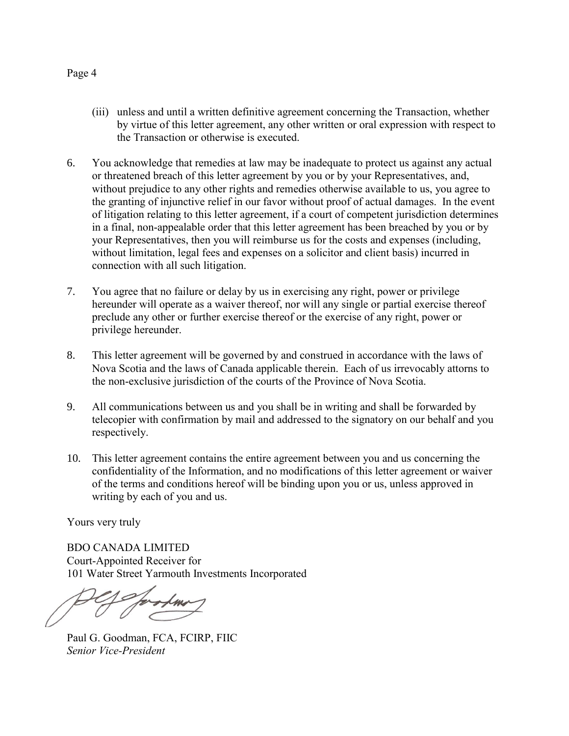(iii) unless and until a written definitive agreement concerning the Transaction, whether by virtue of this letter agreement, any other written or oral expression with respect to the Transaction or otherwise is executed.

6. You acknowledge that remedies at law may be inadequate to protect us against any actual or threatened breach of this letter agreement by you or by your Representatives, and, without prejudice to any other rights and remedies otherwise available to us, you agree to the granting of injunctive relief in our favor without proof of actual damages. In the event of litigation relating to this letter agreement, if a court of competent jurisdiction determines in a final, non-appealable order that this letter agreement has been breached by you or by your Representatives, then you will reimburse us for the costs and expenses (including, without limitation, legal fees and expenses on a solicitor and client basis) incurred in connection with all such litigation.

7. You agree that no failure or delay by us in exercising any right, power or privilege hereunder will operate as a waiver thereof, nor will any single or partial exercise thereof preclude any other or further exercise thereof or the exercise of any right, power or privilege hereunder.

8. This letter agreement will be governed by and construed in accordance with the laws of Nova Scotia and the laws of Canada applicable therein. Each of us irrevocably attorns to the non-exclusive jurisdiction of the courts of the Province of Nova Scotia.

9. All communications between us and you shall be in writing and shall be forwarded by telecopier with confirmation by mail and addressed to the signatory on our behalf and you respectively.

10. This letter agreement contains the entire agreement between you and us concerning the confidentiality of the Information, and no modifications of this letter agreement or waiver of the terms and conditions hereof will be binding upon you or us, unless approved in writing by each of you and us.

Yours very truly

BDO CANADA LIMITED
Court-Appointed Receiver for
101 Water Street Yarmouth Investments Incorporated

Paul G. Goodman, FCA, FCIRP, FIIC
*Senior Vice-President*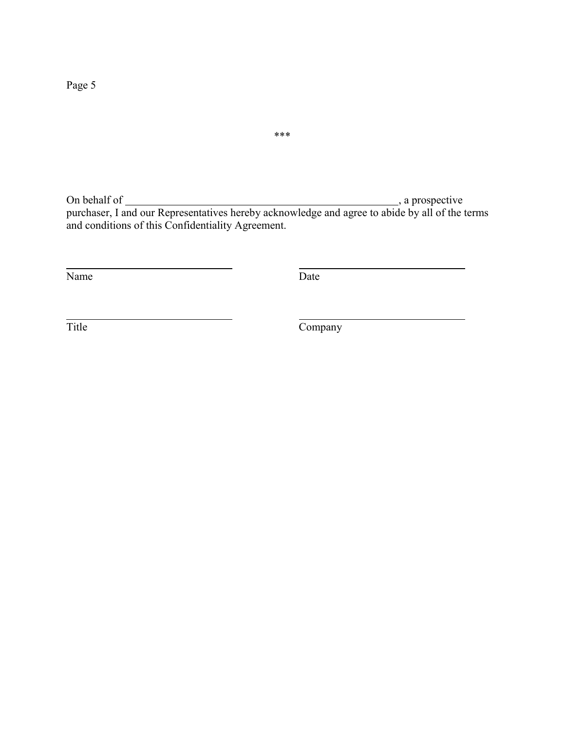\*\*\*

On behalf of \_\_\_\_\_\_\_\_\_\_\_\_\_\_\_\_\_\_\_\_\_\_\_\_\_\_\_\_\_\_\_\_\_\_\_\_\_\_\_\_\_\_\_\_\_\_\_\_\_, a prospective purchaser, I and our Representatives hereby acknowledge and agree to abide by all of the terms and conditions of this Confidentiality Agreement.

| | |
|---|---|
| \_\_\_\_\_\_\_\_\_\_\_\_\_\_\_\_\_\_\_\_\_\_\_\_\_\_\_\_\_\_ | \_\_\_\_\_\_\_\_\_\_\_\_\_\_\_\_\_\_\_\_\_\_\_\_\_\_\_\_\_\_ |
| Name | Date |
| \_\_\_\_\_\_\_\_\_\_\_\_\_\_\_\_\_\_\_\_\_\_\_\_\_\_\_\_\_\_ | \_\_\_\_\_\_\_\_\_\_\_\_\_\_\_\_\_\_\_\_\_\_\_\_\_\_\_\_\_\_ |
| Title | Company |